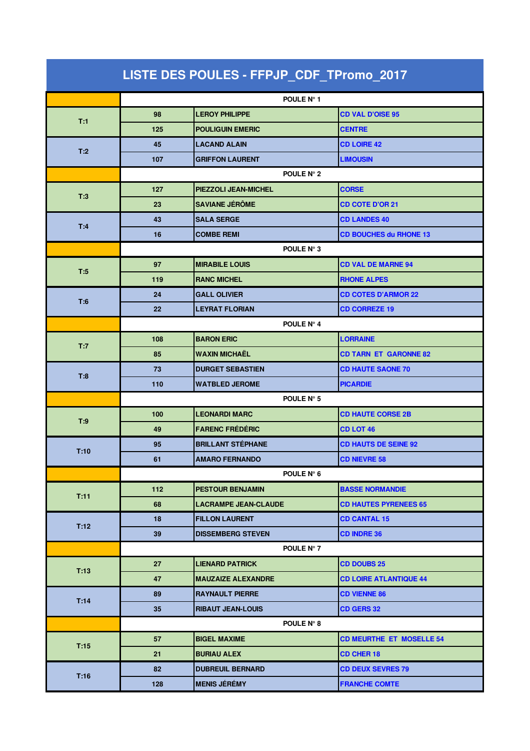# LISTE DES POULES - FFPJP_CDF_TPromo_2017

| | | | |
|---|---|---|---|
| | POULE N° 1 | | |
| T:1 | 98 | LEROY PHILIPPE | CD VAL D'OISE 95 |
| | 125 | POULIGUIN EMERIC | CENTRE |
| T:2 | 45 | LACAND ALAIN | CD LOIRE 42 |
| | 107 | GRIFFON LAURENT | LIMOUSIN |
| | POULE N° 2 | | |
| T:3 | 127 | PIEZZOLI JEAN-MICHEL | CORSE |
| | 23 | SAVIANE JÉRÔME | CD COTE D'OR 21 |
| T:4 | 43 | SALA SERGE | CD LANDES 40 |
| | 16 | COMBE REMI | CD BOUCHES du RHONE 13 |
| | POULE N° 3 | | |
| T:5 | 97 | MIRABILE LOUIS | CD VAL DE MARNE 94 |
| | 119 | RANC MICHEL | RHONE ALPES |
| T:6 | 24 | GALL OLIVIER | CD COTES D'ARMOR 22 |
| | 22 | LEYRAT FLORIAN | CD CORREZE 19 |
| | POULE N° 4 | | |
| T:7 | 108 | BARON ERIC | LORRAINE |
| | 85 | WAXIN MICHAËL | CD TARN ET GARONNE 82 |
| T:8 | 73 | DURGET SEBASTIEN | CD HAUTE SAONE 70 |
| | 110 | WATBLED JEROME | PICARDIE |
| | POULE N° 5 | | |
| T:9 | 100 | LEONARDI MARC | CD HAUTE CORSE 2B |
| | 49 | FARENC FRÉDÉRIC | CD LOT 46 |
| T:10 | 95 | BRILLANT STÉPHANE | CD HAUTS DE SEINE 92 |
| | 61 | AMARO FERNANDO | CD NIEVRE 58 |
| | POULE N° 6 | | |
| T:11 | 112 | PESTOUR BENJAMIN | BASSE NORMANDIE |
| | 68 | LACRAMPE JEAN-CLAUDE | CD HAUTES PYRENEES 65 |
| T:12 | 18 | FILLON LAURENT | CD CANTAL 15 |
| | 39 | DISSEMBERG STEVEN | CD INDRE 36 |
| | POULE N° 7 | | |
| T:13 | 27 | LIENARD PATRICK | CD DOUBS 25 |
| | 47 | MAUZAIZE ALEXANDRE | CD LOIRE ATLANTIQUE 44 |
| T:14 | 89 | RAYNAULT PIERRE | CD VIENNE 86 |
| | 35 | RIBAUT JEAN-LOUIS | CD GERS 32 |
| | POULE N° 8 | | |
| T:15 | 57 | BIGEL MAXIME | CD MEURTHE ET MOSELLE 54 |
| | 21 | BURIAU ALEX | CD CHER 18 |
| T:16 | 82 | DUBREUIL BERNARD | CD DEUX SEVRES 79 |
| | 128 | MENIS JÉRÉMY | FRANCHE COMTE |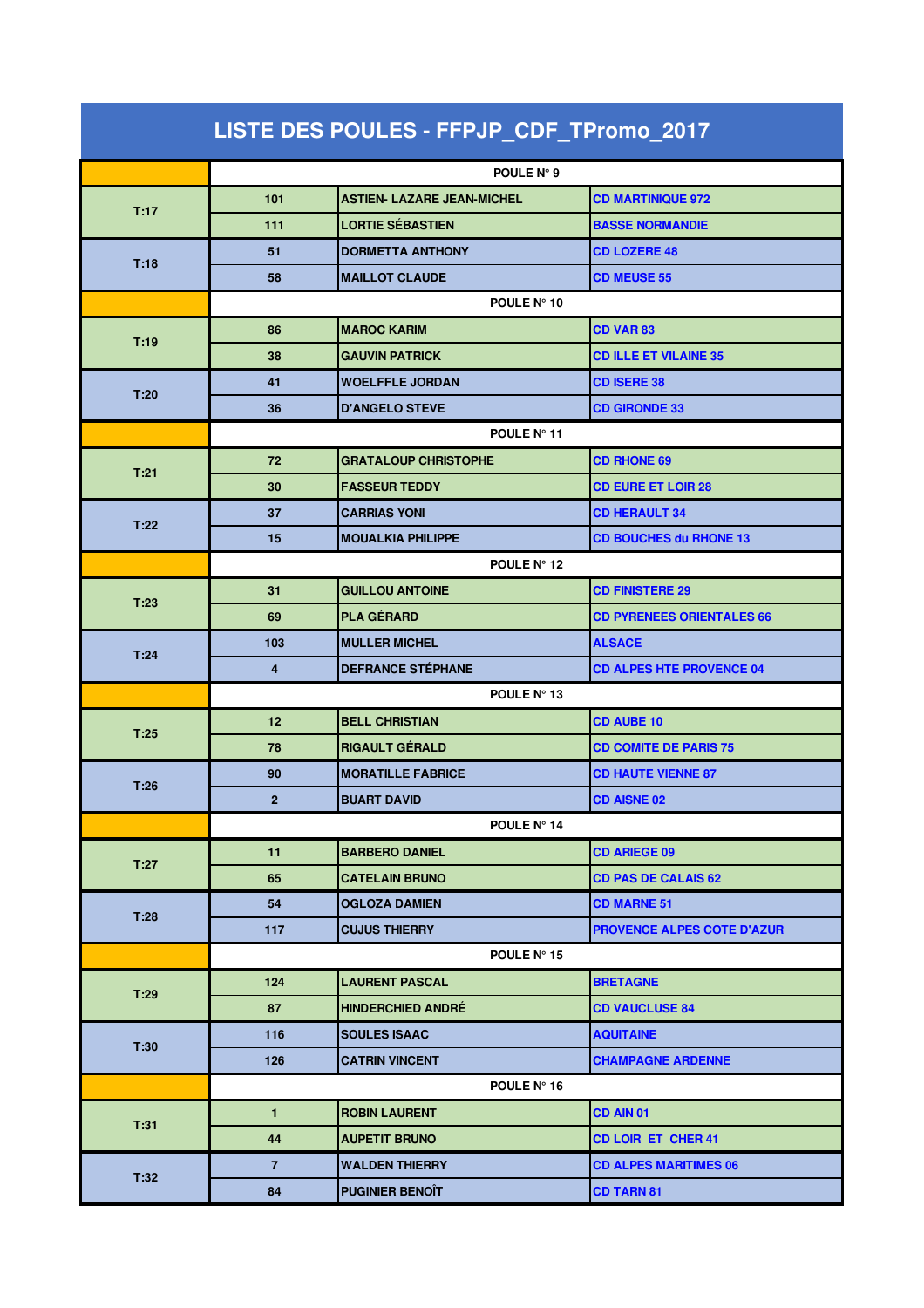# LISTE DES POULES - FFPJP_CDF_TPromo_2017

| | | | |
|---|---|---|---|
| | POULE N° 9 | | |
| T:17 | 101 | ASTIEN- LAZARE JEAN-MICHEL | CD MARTINIQUE 972 |
| | 111 | LORTIE SÉBASTIEN | BASSE NORMANDIE |
| T:18 | 51 | DORMETTA ANTHONY | CD LOZERE 48 |
| | 58 | MAILLOT CLAUDE | CD MEUSE 55 |
| | POULE N° 10 | | |
| T:19 | 86 | MAROC KARIM | CD VAR 83 |
| | 38 | GAUVIN PATRICK | CD ILLE ET VILAINE 35 |
| T:20 | 41 | WOELFFLE JORDAN | CD ISERE 38 |
| | 36 | D'ANGELO STEVE | CD GIRONDE 33 |
| | POULE N° 11 | | |
| T:21 | 72 | GRATALOUP CHRISTOPHE | CD RHONE 69 |
| | 30 | FASSEUR TEDDY | CD EURE ET LOIR 28 |
| T:22 | 37 | CARRIAS YONI | CD HERAULT 34 |
| | 15 | MOUALKIA PHILIPPE | CD BOUCHES du RHONE 13 |
| | POULE N° 12 | | |
| T:23 | 31 | GUILLOU ANTOINE | CD FINISTERE 29 |
| | 69 | PLA GÉRARD | CD PYRENEES ORIENTALES 66 |
| T:24 | 103 | MULLER MICHEL | ALSACE |
| | 4 | DEFRANCE STÉPHANE | CD ALPES HTE PROVENCE 04 |
| | POULE N° 13 | | |
| T:25 | 12 | BELL CHRISTIAN | CD AUBE 10 |
| | 78 | RIGAULT GÉRALD | CD COMITE DE PARIS 75 |
| T:26 | 90 | MORATILLE FABRICE | CD HAUTE VIENNE 87 |
| | 2 | BUART DAVID | CD AISNE 02 |
| | POULE N° 14 | | |
| T:27 | 11 | BARBERO DANIEL | CD ARIEGE 09 |
| | 65 | CATELAIN BRUNO | CD PAS DE CALAIS 62 |
| T:28 | 54 | OGLOZA DAMIEN | CD MARNE 51 |
| | 117 | CUJUS THIERRY | PROVENCE ALPES COTE D'AZUR |
| | POULE N° 15 | | |
| T:29 | 124 | LAURENT PASCAL | BRETAGNE |
| | 87 | HINDERCHIED ANDRÉ | CD VAUCLUSE 84 |
| T:30 | 116 | SOULES ISAAC | AQUITAINE |
| | 126 | CATRIN VINCENT | CHAMPAGNE ARDENNE |
| | POULE N° 16 | | |
| T:31 | 1 | ROBIN LAURENT | CD AIN 01 |
| | 44 | AUPETIT BRUNO | CD LOIR ET CHER 41 |
| T:32 | 7 | WALDEN THIERRY | CD ALPES MARITIMES 06 |
| | 84 | PUGINIER BENOÎT | CD TARN 81 |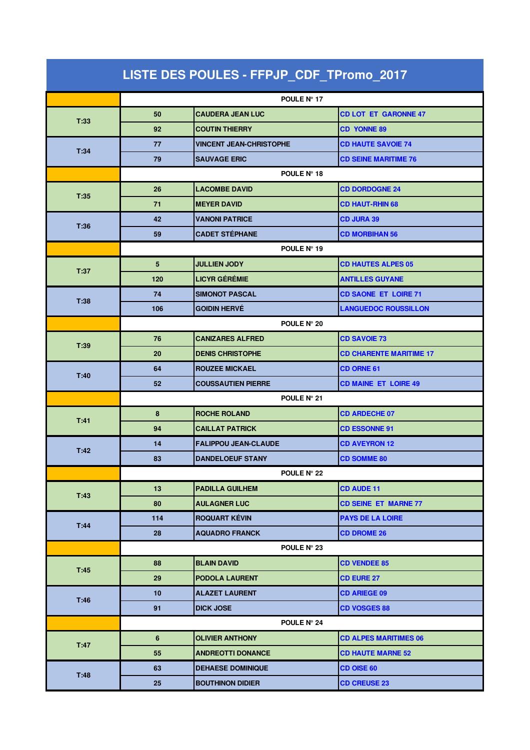# LISTE DES POULES - FFPJP_CDF_TPromo_2017

| | | | |
|---|---|---|---|
| | POULE N° 17 | | |
| T:33 | 50 | CAUDERA JEAN LUC | CD LOT ET GARONNE 47 |
| | 92 | COUTIN THIERRY | CD YONNE 89 |
| T:34 | 77 | VINCENT JEAN-CHRISTOPHE | CD HAUTE SAVOIE 74 |
| | 79 | SAUVAGE ERIC | CD SEINE MARITIME 76 |
| | POULE N° 18 | | |
| T:35 | 26 | LACOMBE DAVID | CD DORDOGNE 24 |
| | 71 | MEYER DAVID | CD HAUT-RHIN 68 |
| T:36 | 42 | VANONI PATRICE | CD JURA 39 |
| | 59 | CADET STÉPHANE | CD MORBIHAN 56 |
| | POULE N° 19 | | |
| T:37 | 5 | JULLIEN JODY | CD HAUTES ALPES 05 |
| | 120 | LICYR GÉRÉMIE | ANTILLES GUYANE |
| T:38 | 74 | SIMONOT PASCAL | CD SAONE ET LOIRE 71 |
| | 106 | GOIDIN HERVÉ | LANGUEDOC ROUSSILLON |
| | POULE N° 20 | | |
| T:39 | 76 | CANIZARES ALFRED | CD SAVOIE 73 |
| | 20 | DENIS CHRISTOPHE | CD CHARENTE MARITIME 17 |
| T:40 | 64 | ROUZEE MICKAEL | CD ORNE 61 |
| | 52 | COUSSAUTIEN PIERRE | CD MAINE ET LOIRE 49 |
| | POULE N° 21 | | |
| T:41 | 8 | ROCHE ROLAND | CD ARDECHE 07 |
| | 94 | CAILLAT PATRICK | CD ESSONNE 91 |
| T:42 | 14 | FALIPPOU JEAN-CLAUDE | CD AVEYRON 12 |
| | 83 | DANDELOEUF STANY | CD SOMME 80 |
| | POULE N° 22 | | |
| T:43 | 13 | PADILLA GUILHEM | CD AUDE 11 |
| | 80 | AULAGNER LUC | CD SEINE ET MARNE 77 |
| T:44 | 114 | ROQUART KÉVIN | PAYS DE LA LOIRE |
| | 28 | AQUADRO FRANCK | CD DROME 26 |
| | POULE N° 23 | | |
| T:45 | 88 | BLAIN DAVID | CD VENDEE 85 |
| | 29 | PODOLA LAURENT | CD EURE 27 |
| T:46 | 10 | ALAZET LAURENT | CD ARIEGE 09 |
| | 91 | DICK JOSE | CD VOSGES 88 |
| | POULE N° 24 | | |
| T:47 | 6 | OLIVIER ANTHONY | CD ALPES MARITIMES 06 |
| | 55 | ANDREOTTI DONANCE | CD HAUTE MARNE 52 |
| T:48 | 63 | DEHAESE DOMINIQUE | CD OISE 60 |
| | 25 | BOUTHINON DIDIER | CD CREUSE 23 |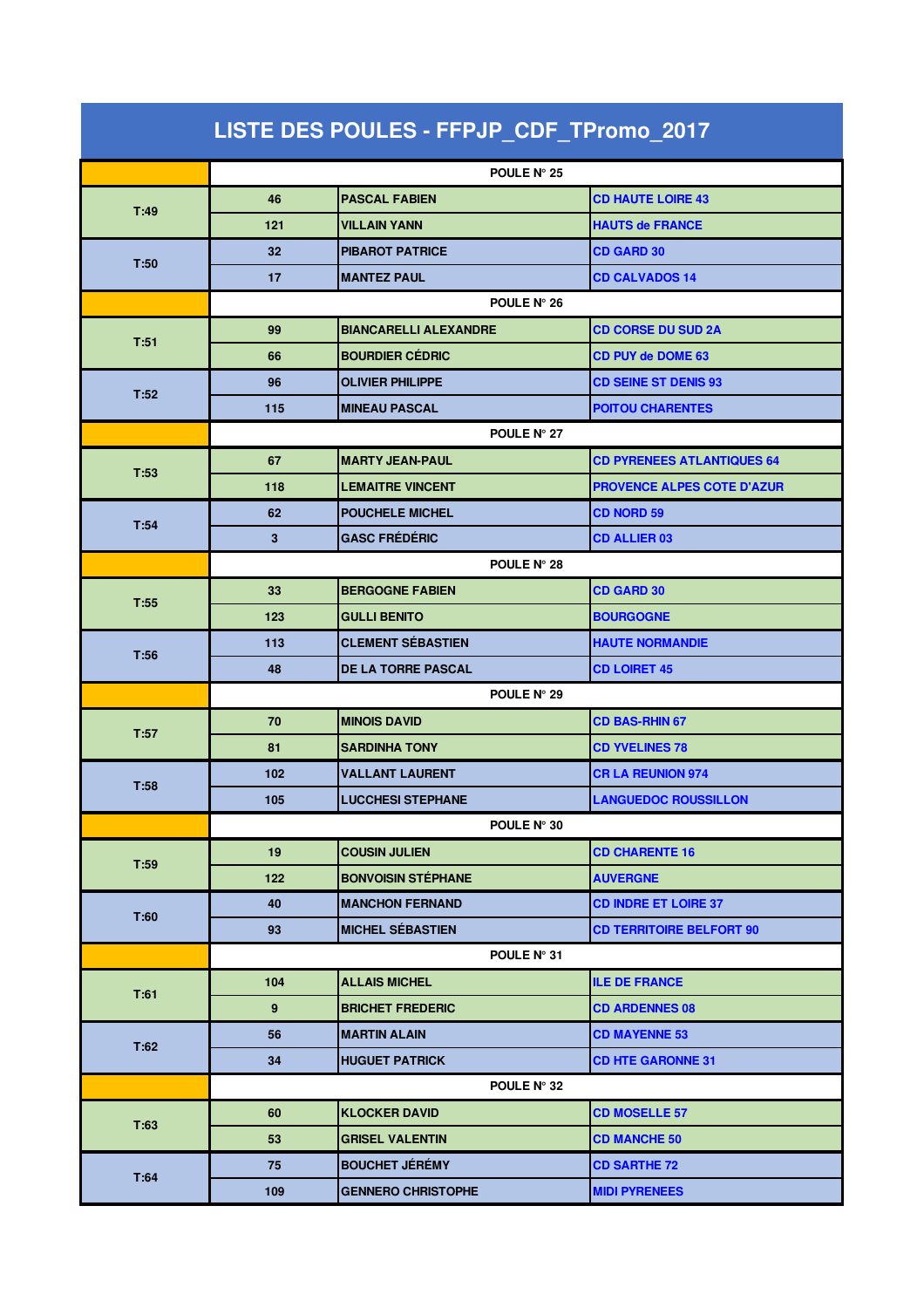# LISTE DES POULES - FFPJP_CDF_TPromo_2017

| | | | |
|---|---|---|---|
| | POULE N° 25 | | |
| T:49 | 46 | PASCAL FABIEN | CD HAUTE LOIRE 43 |
| | 121 | VILLAIN YANN | HAUTS de FRANCE |
| T:50 | 32 | PIBAROT PATRICE | CD GARD 30 |
| | 17 | MANTEZ PAUL | CD CALVADOS 14 |
| | POULE N° 26 | | |
| T:51 | 99 | BIANCARELLI ALEXANDRE | CD CORSE DU SUD 2A |
| | 66 | BOURDIER CÉDRIC | CD PUY de DOME 63 |
| T:52 | 96 | OLIVIER PHILIPPE | CD SEINE ST DENIS 93 |
| | 115 | MINEAU PASCAL | POITOU CHARENTES |
| | POULE N° 27 | | |
| T:53 | 67 | MARTY JEAN-PAUL | CD PYRENEES ATLANTIQUES 64 |
| | 118 | LEMAITRE VINCENT | PROVENCE ALPES COTE D'AZUR |
| T:54 | 62 | POUCHELE MICHEL | CD NORD 59 |
| | 3 | GASC FRÉDÉRIC | CD ALLIER 03 |
| | POULE N° 28 | | |
| T:55 | 33 | BERGOGNE FABIEN | CD GARD 30 |
| | 123 | GULLI BENITO | BOURGOGNE |
| T:56 | 113 | CLEMENT SÉBASTIEN | HAUTE NORMANDIE |
| | 48 | DE LA TORRE PASCAL | CD LOIRET 45 |
| | POULE N° 29 | | |
| T:57 | 70 | MINOIS DAVID | CD BAS-RHIN 67 |
| | 81 | SARDINHA TONY | CD YVELINES 78 |
| T:58 | 102 | VALLANT LAURENT | CR LA REUNION 974 |
| | 105 | LUCCHESI STEPHANE | LANGUEDOC ROUSSILLON |
| | POULE N° 30 | | |
| T:59 | 19 | COUSIN JULIEN | CD CHARENTE 16 |
| | 122 | BONVOISIN STÉPHANE | AUVERGNE |
| T:60 | 40 | MANCHON FERNAND | CD INDRE ET LOIRE 37 |
| | 93 | MICHEL SÉBASTIEN | CD TERRITOIRE BELFORT 90 |
| | POULE N° 31 | | |
| T:61 | 104 | ALLAIS MICHEL | ILE DE FRANCE |
| | 9 | BRICHET FREDERIC | CD ARDENNES 08 |
| T:62 | 56 | MARTIN ALAIN | CD MAYENNE 53 |
| | 34 | HUGUET PATRICK | CD HTE GARONNE 31 |
| | POULE N° 32 | | |
| T:63 | 60 | KLOCKER DAVID | CD MOSELLE 57 |
| | 53 | GRISEL VALENTIN | CD MANCHE 50 |
| T:64 | 75 | BOUCHET JÉRÉMY | CD SARTHE 72 |
| | 109 | GENNERO CHRISTOPHE | MIDI PYRENEES |